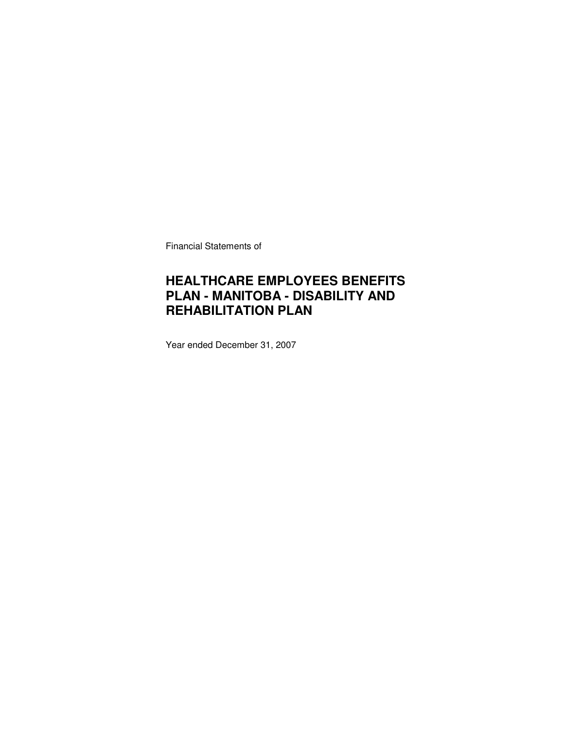Financial Statements of

# HEALTHCARE EMPLOYEES BENEFITS PLAN - MANITOBA - DISABILITY AND REHABILITATION PLAN

Year ended December 31, 2007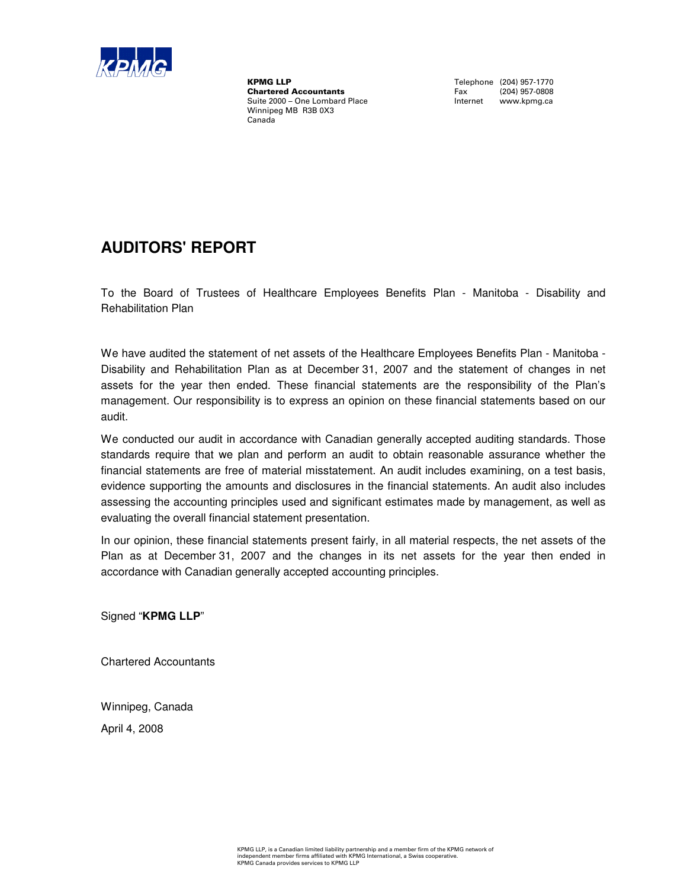KPMG LLP
**Chartered Accountants**
Suite 2000 – One Lombard Place
Winnipeg MB R3B 0X3
Canada

Telephone (204) 957-1770
Fax (204) 957-0808
Internet www.kpmg.ca

# AUDITORS' REPORT

To the Board of Trustees of Healthcare Employees Benefits Plan - Manitoba - Disability and Rehabilitation Plan

We have audited the statement of net assets of the Healthcare Employees Benefits Plan - Manitoba - Disability and Rehabilitation Plan as at December 31, 2007 and the statement of changes in net assets for the year then ended. These financial statements are the responsibility of the Plan's management. Our responsibility is to express an opinion on these financial statements based on our audit.

We conducted our audit in accordance with Canadian generally accepted auditing standards. Those standards require that we plan and perform an audit to obtain reasonable assurance whether the financial statements are free of material misstatement. An audit includes examining, on a test basis, evidence supporting the amounts and disclosures in the financial statements. An audit also includes assessing the accounting principles used and significant estimates made by management, as well as evaluating the overall financial statement presentation.

In our opinion, these financial statements present fairly, in all material respects, the net assets of the Plan as at December 31, 2007 and the changes in its net assets for the year then ended in accordance with Canadian generally accepted accounting principles.

Signed "**KPMG LLP**"

Chartered Accountants

Winnipeg, Canada

April 4, 2008

KPMG LLP, is a Canadian limited liability partnership and a member firm of the KPMG network of independent member firms affiliated with KPMG International, a Swiss cooperative.
KPMG Canada provides services to KPMG LLP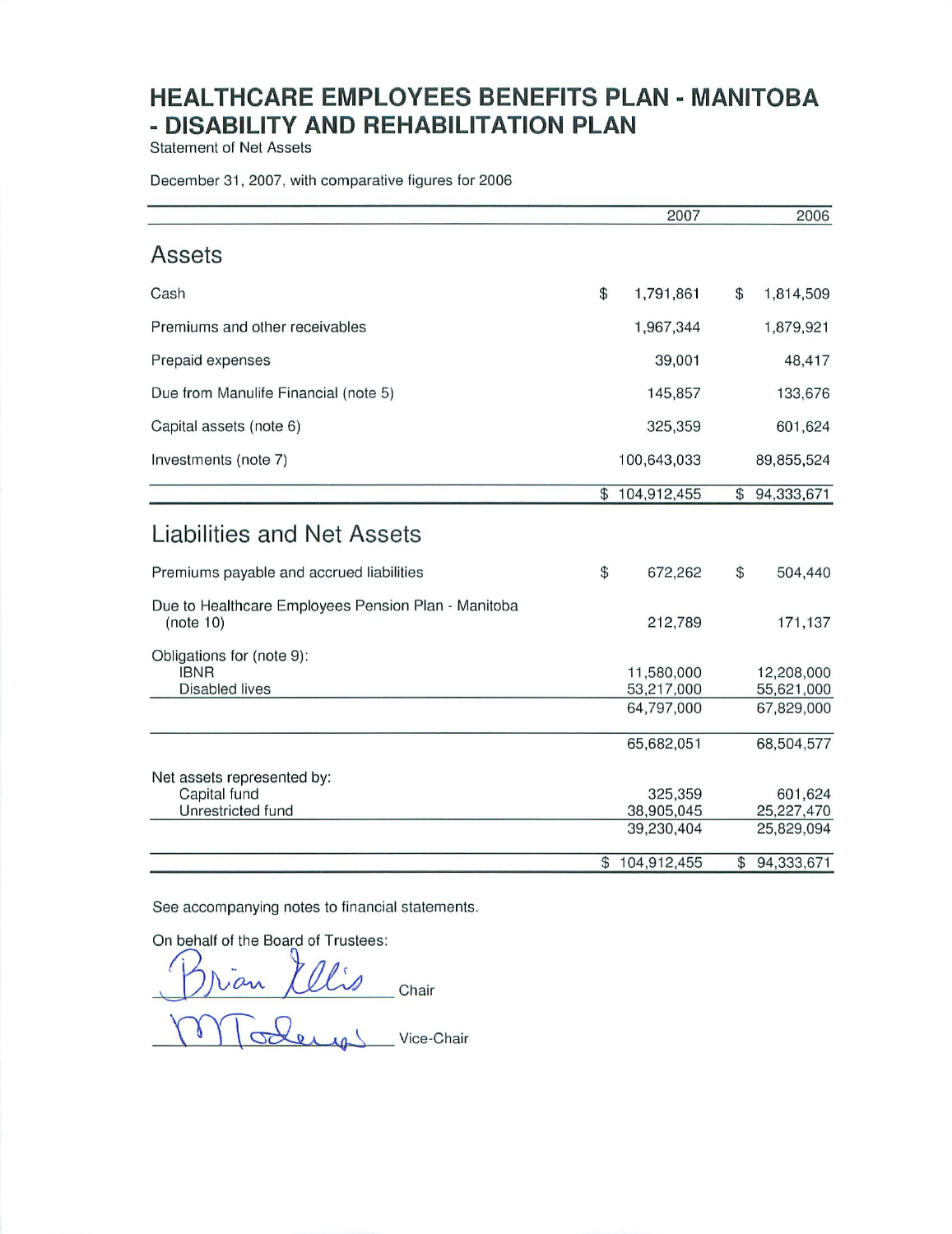# HEALTHCARE EMPLOYEES BENEFITS PLAN - MANITOBA - DISABILITY AND REHABILITATION PLAN

Statement of Net Assets

December 31, 2007, with comparative figures for 2006

| | 2007 | 2006 |
|---|---|---|
| **Assets** | | |
| Cash | $ 1,791,861 | $ 1,814,509 |
| Premiums and other receivables | 1,967,344 | 1,879,921 |
| Prepaid expenses | 39,001 | 48,417 |
| Due from Manulife Financial (note 5) | 145,857 | 133,676 |
| Capital assets (note 6) | 325,359 | 601,624 |
| Investments (note 7) | 100,643,033 | 89,855,524 |
| | $ 104,912,455 | $ 94,333,671 |
| **Liabilities and Net Assets** | | |
| Premiums payable and accrued liabilities | $ 672,262 | $ 504,440 |
| Due to Healthcare Employees Pension Plan - Manitoba (note 10) | 212,789 | 171,137 |
| Obligations for (note 9): | | |
| IBNR | 11,580,000 | 12,208,000 |
| Disabled lives | 53,217,000 | 55,621,000 |
| | 64,797,000 | 67,829,000 |
| | 65,682,051 | 68,504,577 |
| Net assets represented by: | | |
| Capital fund | 325,359 | 601,624 |
| Unrestricted fund | 38,905,045 | 25,227,470 |
| | 39,230,404 | 25,829,094 |
| | $ 104,912,455 | $ 94,333,671 |

See accompanying notes to financial statements.

On behalf of the Board of Trustees:

Brian Ellis, Chair

Vice-Chair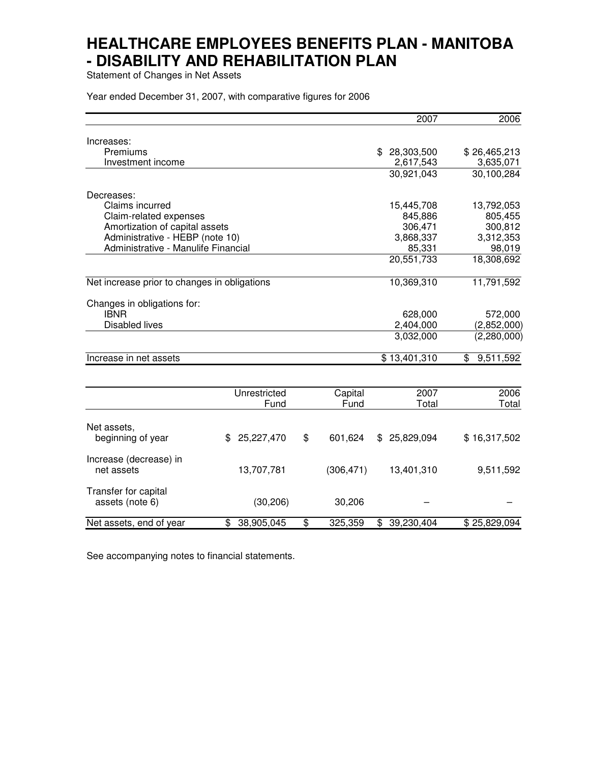# HEALTHCARE EMPLOYEES BENEFITS PLAN - MANITOBA - DISABILITY AND REHABILITATION PLAN

Statement of Changes in Net Assets

Year ended December 31, 2007, with comparative figures for 2006

| | 2007 | 2006 |
|---|---|---|
| Increases: | | |
| Premiums | $ 28,303,500 | $ 26,465,213 |
| Investment income | 2,617,543 | 3,635,071 |
| | 30,921,043 | 30,100,284 |
| Decreases: | | |
| Claims incurred | 15,445,708 | 13,792,053 |
| Claim-related expenses | 845,886 | 805,455 |
| Amortization of capital assets | 306,471 | 300,812 |
| Administrative - HEBP (note 10) | 3,868,337 | 3,312,353 |
| Administrative - Manulife Financial | 85,331 | 98,019 |
| | 20,551,733 | 18,308,692 |
| Net increase prior to changes in obligations | 10,369,310 | 11,791,592 |
| Changes in obligations for: | | |
| IBNR | 628,000 | 572,000 |
| Disabled lives | 2,404,000 | (2,852,000) |
| | 3,032,000 | (2,280,000) |
| Increase in net assets | $ 13,401,310 | $ 9,511,592 |

| | Unrestricted Fund | Capital Fund | 2007 Total | 2006 Total |
|---|---|---|---|---|
| Net assets, beginning of year | $ 25,227,470 | $ 601,624 | $ 25,829,094 | $ 16,317,502 |
| Increase (decrease) in net assets | 13,707,781 | (306,471) | 13,401,310 | 9,511,592 |
| Transfer for capital assets (note 6) | (30,206) | 30,206 | – | – |
| Net assets, end of year | $ 38,905,045 | $ 325,359 | $ 39,230,404 | $ 25,829,094 |

See accompanying notes to financial statements.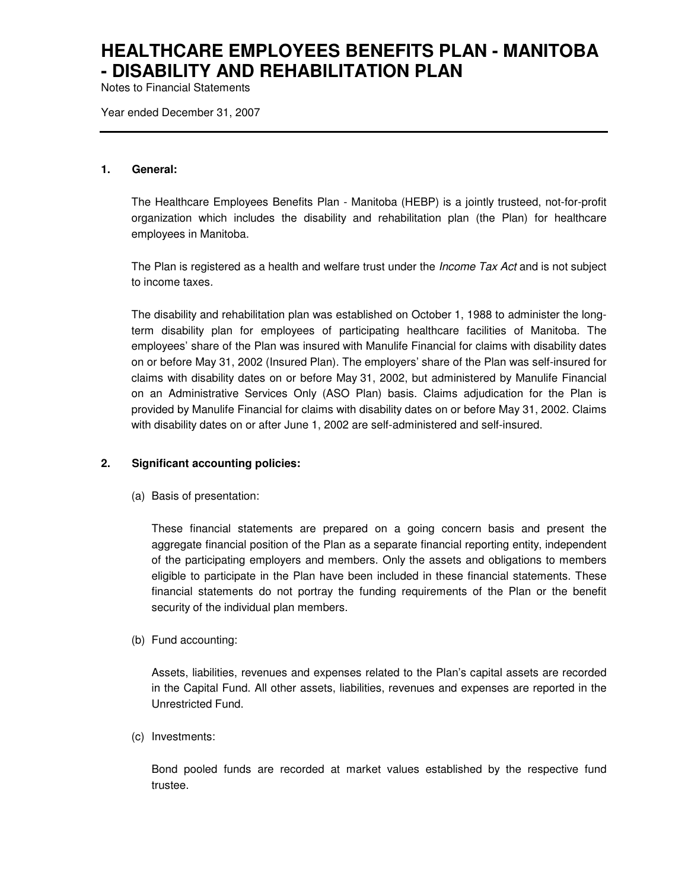# HEALTHCARE EMPLOYEES BENEFITS PLAN - MANITOBA - DISABILITY AND REHABILITATION PLAN

Notes to Financial Statements

Year ended December 31, 2007

---

**1. General:**

The Healthcare Employees Benefits Plan - Manitoba (HEBP) is a jointly trusteed, not-for-profit organization which includes the disability and rehabilitation plan (the Plan) for healthcare employees in Manitoba.

The Plan is registered as a health and welfare trust under the *Income Tax Act* and is not subject to income taxes.

The disability and rehabilitation plan was established on October 1, 1988 to administer the long-term disability plan for employees of participating healthcare facilities of Manitoba. The employees' share of the Plan was insured with Manulife Financial for claims with disability dates on or before May 31, 2002 (Insured Plan). The employers' share of the Plan was self-insured for claims with disability dates on or before May 31, 2002, but administered by Manulife Financial on an Administrative Services Only (ASO Plan) basis. Claims adjudication for the Plan is provided by Manulife Financial for claims with disability dates on or before May 31, 2002. Claims with disability dates on or after June 1, 2002 are self-administered and self-insured.

**2. Significant accounting policies:**

(a) Basis of presentation:

These financial statements are prepared on a going concern basis and present the aggregate financial position of the Plan as a separate financial reporting entity, independent of the participating employers and members. Only the assets and obligations to members eligible to participate in the Plan have been included in these financial statements. These financial statements do not portray the funding requirements of the Plan or the benefit security of the individual plan members.

(b) Fund accounting:

Assets, liabilities, revenues and expenses related to the Plan's capital assets are recorded in the Capital Fund. All other assets, liabilities, revenues and expenses are reported in the Unrestricted Fund.

(c) Investments:

Bond pooled funds are recorded at market values established by the respective fund trustee.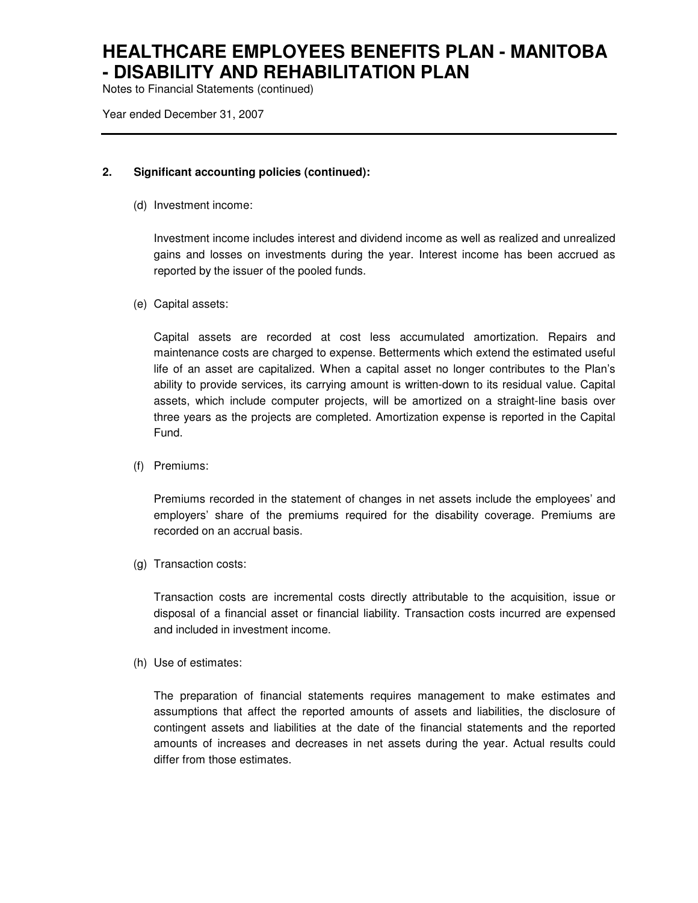## 2. Significant accounting policies (continued):

(d) Investment income:

Investment income includes interest and dividend income as well as realized and unrealized gains and losses on investments during the year. Interest income has been accrued as reported by the issuer of the pooled funds.

(e) Capital assets:

Capital assets are recorded at cost less accumulated amortization. Repairs and maintenance costs are charged to expense. Betterments which extend the estimated useful life of an asset are capitalized. When a capital asset no longer contributes to the Plan's ability to provide services, its carrying amount is written-down to its residual value. Capital assets, which include computer projects, will be amortized on a straight-line basis over three years as the projects are completed. Amortization expense is reported in the Capital Fund.

(f) Premiums:

Premiums recorded in the statement of changes in net assets include the employees' and employers' share of the premiums required for the disability coverage. Premiums are recorded on an accrual basis.

(g) Transaction costs:

Transaction costs are incremental costs directly attributable to the acquisition, issue or disposal of a financial asset or financial liability. Transaction costs incurred are expensed and included in investment income.

(h) Use of estimates:

The preparation of financial statements requires management to make estimates and assumptions that affect the reported amounts of assets and liabilities, the disclosure of contingent assets and liabilities at the date of the financial statements and the reported amounts of increases and decreases in net assets during the year. Actual results could differ from those estimates.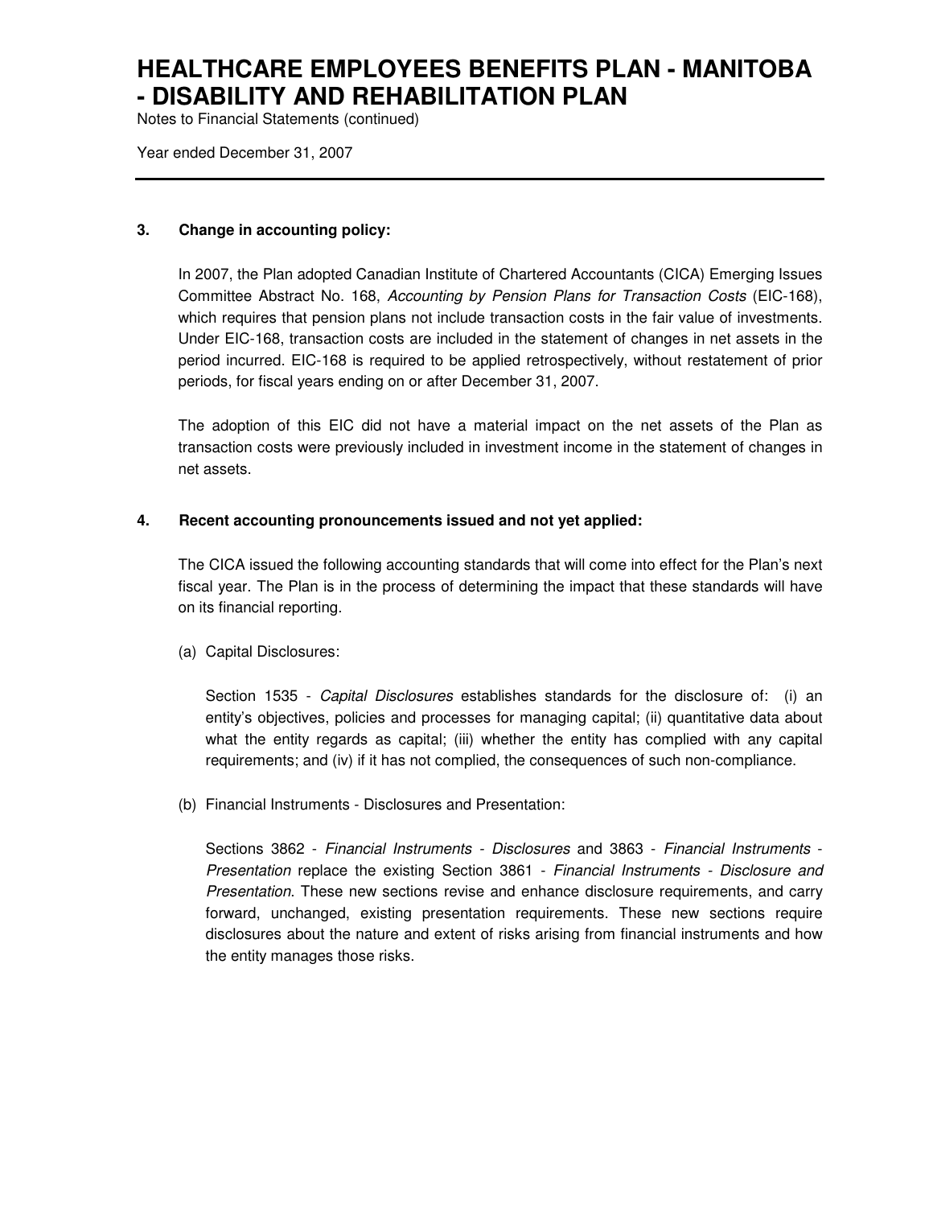### 3. Change in accounting policy:

In 2007, the Plan adopted Canadian Institute of Chartered Accountants (CICA) Emerging Issues Committee Abstract No. 168, *Accounting by Pension Plans for Transaction Costs* (EIC-168), which requires that pension plans not include transaction costs in the fair value of investments. Under EIC-168, transaction costs are included in the statement of changes in net assets in the period incurred. EIC-168 is required to be applied retrospectively, without restatement of prior periods, for fiscal years ending on or after December 31, 2007.

The adoption of this EIC did not have a material impact on the net assets of the Plan as transaction costs were previously included in investment income in the statement of changes in net assets.

### 4. Recent accounting pronouncements issued and not yet applied:

The CICA issued the following accounting standards that will come into effect for the Plan's next fiscal year. The Plan is in the process of determining the impact that these standards will have on its financial reporting.

(a) Capital Disclosures:

Section 1535 - *Capital Disclosures* establishes standards for the disclosure of: (i) an entity's objectives, policies and processes for managing capital; (ii) quantitative data about what the entity regards as capital; (iii) whether the entity has complied with any capital requirements; and (iv) if it has not complied, the consequences of such non-compliance.

(b) Financial Instruments - Disclosures and Presentation:

Sections 3862 - *Financial Instruments - Disclosures* and 3863 - *Financial Instruments - Presentation* replace the existing Section 3861 - *Financial Instruments - Disclosure and Presentation*. These new sections revise and enhance disclosure requirements, and carry forward, unchanged, existing presentation requirements. These new sections require disclosures about the nature and extent of risks arising from financial instruments and how the entity manages those risks.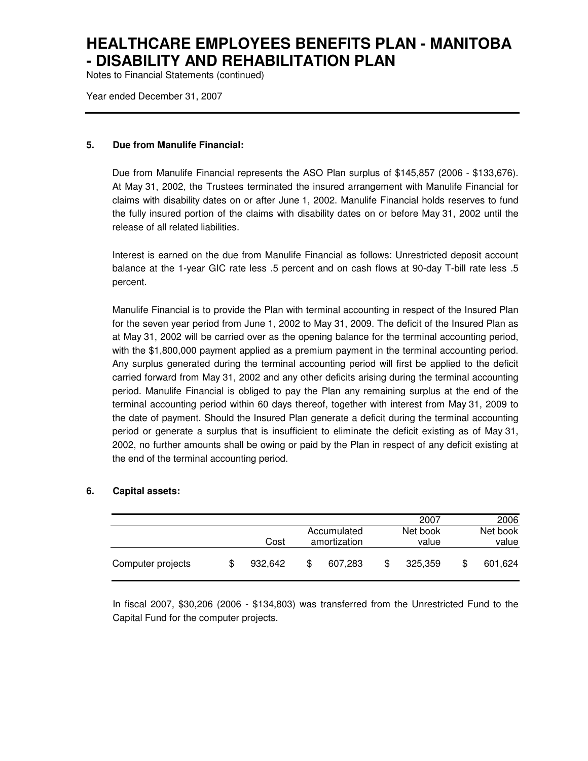# HEALTHCARE EMPLOYEES BENEFITS PLAN - MANITOBA - DISABILITY AND REHABILITATION PLAN

Notes to Financial Statements (continued)

Year ended December 31, 2007

## 5. Due from Manulife Financial:

Due from Manulife Financial represents the ASO Plan surplus of $145,857 (2006 - $133,676). At May 31, 2002, the Trustees terminated the insured arrangement with Manulife Financial for claims with disability dates on or after June 1, 2002. Manulife Financial holds reserves to fund the fully insured portion of the claims with disability dates on or before May 31, 2002 until the release of all related liabilities.

Interest is earned on the due from Manulife Financial as follows: Unrestricted deposit account balance at the 1-year GIC rate less .5 percent and on cash flows at 90-day T-bill rate less .5 percent.

Manulife Financial is to provide the Plan with terminal accounting in respect of the Insured Plan for the seven year period from June 1, 2002 to May 31, 2009. The deficit of the Insured Plan as at May 31, 2002 will be carried over as the opening balance for the terminal accounting period, with the $1,800,000 payment applied as a premium payment in the terminal accounting period. Any surplus generated during the terminal accounting period will first be applied to the deficit carried forward from May 31, 2002 and any other deficits arising during the terminal accounting period. Manulife Financial is obliged to pay the Plan any remaining surplus at the end of the terminal accounting period within 60 days thereof, together with interest from May 31, 2009 to the date of payment. Should the Insured Plan generate a deficit during the terminal accounting period or generate a surplus that is insufficient to eliminate the deficit existing as of May 31, 2002, no further amounts shall be owing or paid by the Plan in respect of any deficit existing at the end of the terminal accounting period.

## 6. Capital assets:

| | | | 2007 | 2006 |
|---|---|---|---|---|
| | Cost | Accumulated amortization | Net book value | Net book value |
| Computer projects | $ 932,642 | $ 607,283 | $ 325,359 | $ 601,624 |

In fiscal 2007, $30,206 (2006 - $134,803) was transferred from the Unrestricted Fund to the Capital Fund for the computer projects.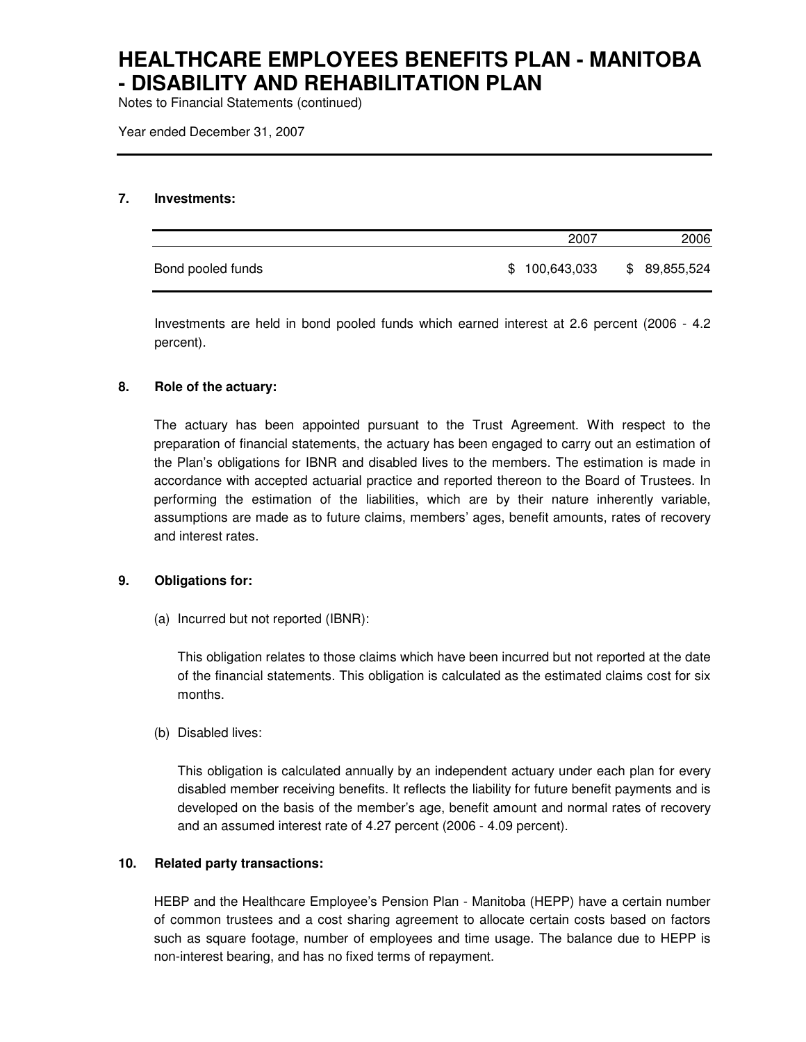# HEALTHCARE EMPLOYEES BENEFITS PLAN - MANITOBA - DISABILITY AND REHABILITATION PLAN

Notes to Financial Statements (continued)

Year ended December 31, 2007

## 7. Investments:

| | 2007 | 2006 |
|---|---|---|
| Bond pooled funds | $ 100,643,033 | $ 89,855,524 |

Investments are held in bond pooled funds which earned interest at 2.6 percent (2006 - 4.2 percent).

## 8. Role of the actuary:

The actuary has been appointed pursuant to the Trust Agreement. With respect to the preparation of financial statements, the actuary has been engaged to carry out an estimation of the Plan's obligations for IBNR and disabled lives to the members. The estimation is made in accordance with accepted actuarial practice and reported thereon to the Board of Trustees. In performing the estimation of the liabilities, which are by their nature inherently variable, assumptions are made as to future claims, members' ages, benefit amounts, rates of recovery and interest rates.

## 9. Obligations for:

(a) Incurred but not reported (IBNR):

This obligation relates to those claims which have been incurred but not reported at the date of the financial statements. This obligation is calculated as the estimated claims cost for six months.

(b) Disabled lives:

This obligation is calculated annually by an independent actuary under each plan for every disabled member receiving benefits. It reflects the liability for future benefit payments and is developed on the basis of the member's age, benefit amount and normal rates of recovery and an assumed interest rate of 4.27 percent (2006 - 4.09 percent).

## 10. Related party transactions:

HEBP and the Healthcare Employee's Pension Plan - Manitoba (HEPP) have a certain number of common trustees and a cost sharing agreement to allocate certain costs based on factors such as square footage, number of employees and time usage. The balance due to HEPP is non-interest bearing, and has no fixed terms of repayment.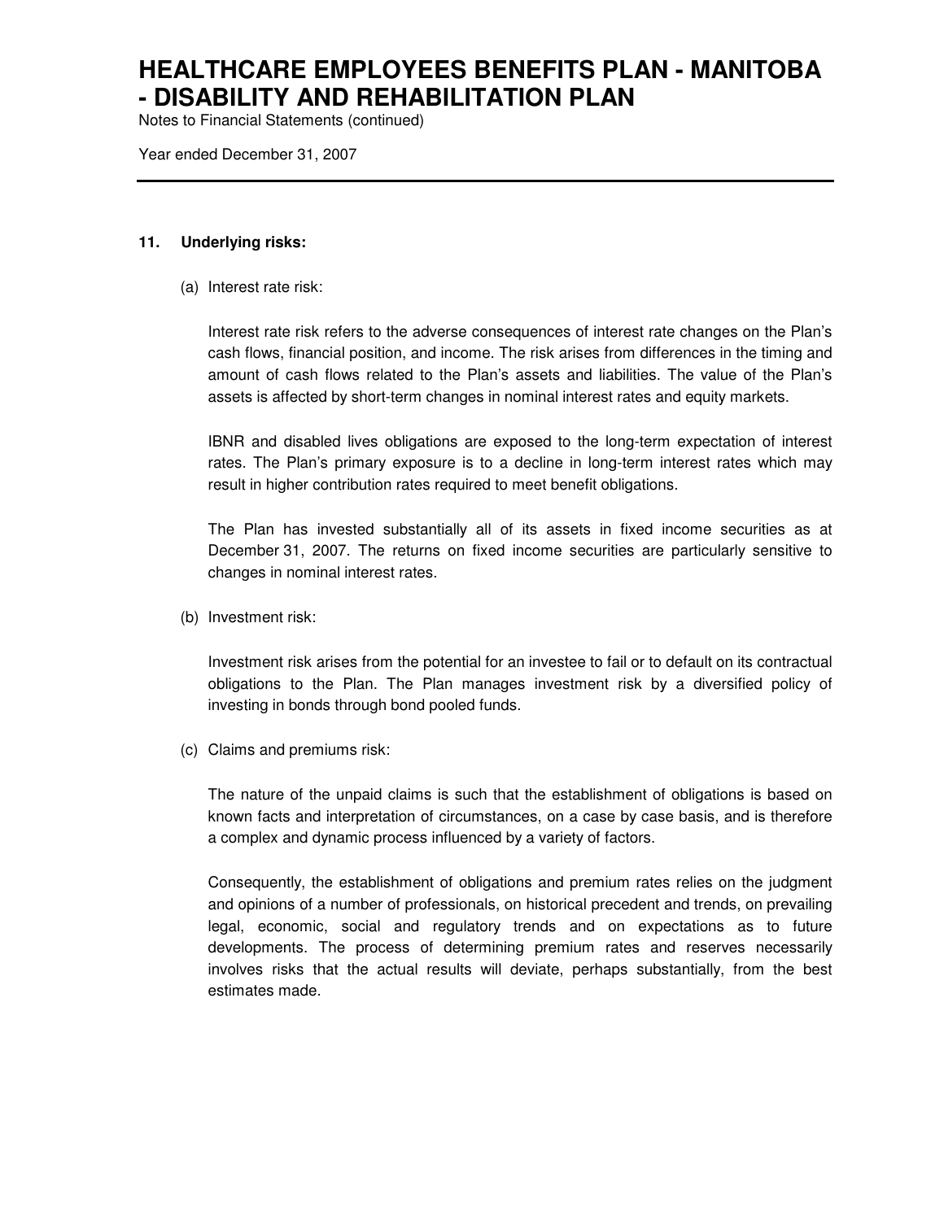### 11. Underlying risks:

(a) Interest rate risk:

Interest rate risk refers to the adverse consequences of interest rate changes on the Plan's cash flows, financial position, and income. The risk arises from differences in the timing and amount of cash flows related to the Plan's assets and liabilities. The value of the Plan's assets is affected by short-term changes in nominal interest rates and equity markets.

IBNR and disabled lives obligations are exposed to the long-term expectation of interest rates. The Plan's primary exposure is to a decline in long-term interest rates which may result in higher contribution rates required to meet benefit obligations.

The Plan has invested substantially all of its assets in fixed income securities as at December 31, 2007. The returns on fixed income securities are particularly sensitive to changes in nominal interest rates.

(b) Investment risk:

Investment risk arises from the potential for an investee to fail or to default on its contractual obligations to the Plan. The Plan manages investment risk by a diversified policy of investing in bonds through bond pooled funds.

(c) Claims and premiums risk:

The nature of the unpaid claims is such that the establishment of obligations is based on known facts and interpretation of circumstances, on a case by case basis, and is therefore a complex and dynamic process influenced by a variety of factors.

Consequently, the establishment of obligations and premium rates relies on the judgment and opinions of a number of professionals, on historical precedent and trends, on prevailing legal, economic, social and regulatory trends and on expectations as to future developments. The process of determining premium rates and reserves necessarily involves risks that the actual results will deviate, perhaps substantially, from the best estimates made.